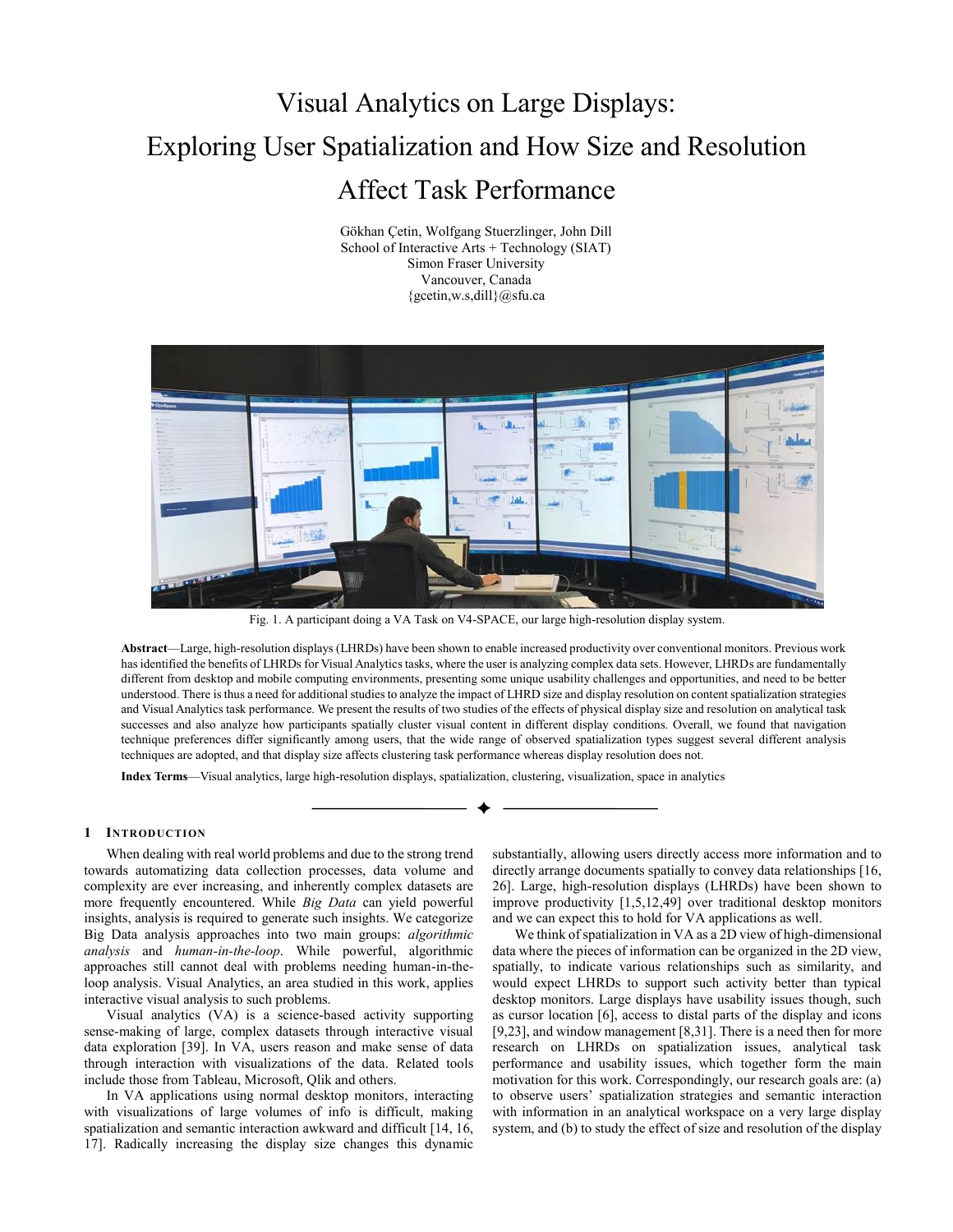# Visual Analytics on Large Displays: Exploring User Spatialization and How Size and Resolution Affect Task Performance

Gökhan Çetin, Wolfgang Stuerzlinger, John Dill
School of Interactive Arts + Technology (SIAT)
Simon Fraser University
Vancouver, Canada
{gcetin,w.s,dill}@sfu.ca

Fig. 1. A participant doing a VA Task on V4-SPACE, our large high-resolution display system.

**Abstract**—Large, high-resolution displays (LHRDs) have been shown to enable increased productivity over conventional monitors. Previous work has identified the benefits of LHRDs for Visual Analytics tasks, where the user is analyzing complex data sets. However, LHRDs are fundamentally different from desktop and mobile computing environments, presenting some unique usability challenges and opportunities, and need to be better understood. There is thus a need for additional studies to analyze the impact of LHRD size and display resolution on content spatialization strategies and Visual Analytics task performance. We present the results of two studies of the effects of physical display size and resolution on analytical task successes and also analyze how participants spatially cluster visual content in different display conditions. Overall, we found that navigation technique preferences differ significantly among users, that the wide range of observed spatialization types suggest several different analysis techniques are adopted, and that display size affects clustering task performance whereas display resolution does not.

**Index Terms**—Visual analytics, large high-resolution displays, spatialization, clustering, visualization, space in analytics

## 1 Introduction

When dealing with real world problems and due to the strong trend towards automatizing data collection processes, data volume and complexity are ever increasing, and inherently complex datasets are more frequently encountered. While *Big Data* can yield powerful insights, analysis is required to generate such insights. We categorize Big Data analysis approaches into two main groups: *algorithmic analysis* and *human-in-the-loop*. While powerful, algorithmic approaches still cannot deal with problems needing human-in-the-loop analysis. Visual Analytics, an area studied in this work, applies interactive visual analysis to such problems.

Visual analytics (VA) is a science-based activity supporting sense-making of large, complex datasets through interactive visual data exploration [39]. In VA, users reason and make sense of data through interaction with visualizations of the data. Related tools include those from Tableau, Microsoft, Qlik and others.

In VA applications using normal desktop monitors, interacting with visualizations of large volumes of info is difficult, making spatialization and semantic interaction awkward and difficult [14, 16, 17]. Radically increasing the display size changes this dynamic substantially, allowing users directly access more information and to directly arrange documents spatially to convey data relationships [16, 26]. Large, high-resolution displays (LHRDs) have been shown to improve productivity [1,5,12,49] over traditional desktop monitors and we can expect this to hold for VA applications as well.

We think of spatialization in VA as a 2D view of high-dimensional data where the pieces of information can be organized in the 2D view, spatially, to indicate various relationships such as similarity, and would expect LHRDs to support such activity better than typical desktop monitors. Large displays have usability issues though, such as cursor location [6], access to distal parts of the display and icons [9,23], and window management [8,31]. There is a need then for more research on LHRDs on spatialization issues, analytical task performance and usability issues, which together form the main motivation for this work. Correspondingly, our research goals are: (a) to observe users' spatialization strategies and semantic interaction with information in an analytical workspace on a very large display system, and (b) to study the effect of size and resolution of the display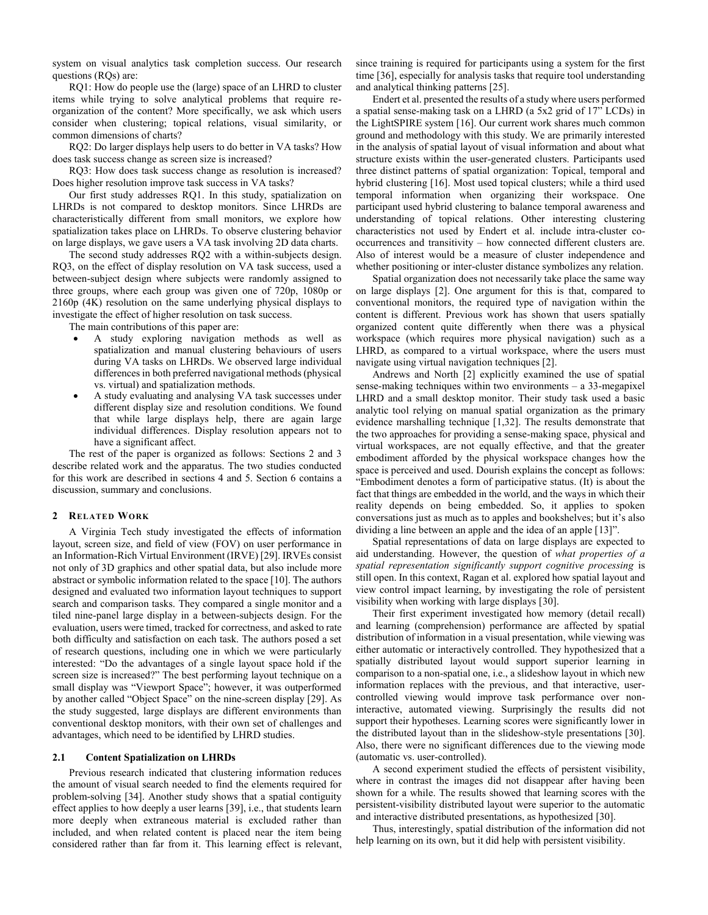system on visual analytics task completion success. Our research questions (RQs) are:

RQ1: How do people use the (large) space of an LHRD to cluster items while trying to solve analytical problems that require re-organization of the content? More specifically, we ask which users consider when clustering; topical relations, visual similarity, or common dimensions of charts?

RQ2: Do larger displays help users to do better in VA tasks? How does task success change as screen size is increased?

RQ3: How does task success change as resolution is increased? Does higher resolution improve task success in VA tasks?

Our first study addresses RQ1. In this study, spatialization on LHRDs is not compared to desktop monitors. Since LHRDs are characteristically different from small monitors, we explore how spatialization takes place on LHRDs. To observe clustering behavior on large displays, we gave users a VA task involving 2D data charts.

The second study addresses RQ2 with a within-subjects design. RQ3, on the effect of display resolution on VA task success, used a between-subject design where subjects were randomly assigned to three groups, where each group was given one of 720p, 1080p or 2160p (4K) resolution on the same underlying physical displays to investigate the effect of higher resolution on task success.

The main contributions of this paper are:

- A study exploring navigation methods as well as spatialization and manual clustering behaviours of users during VA tasks on LHRDs. We observed large individual differences in both preferred navigational methods (physical vs. virtual) and spatialization methods.
- A study evaluating and analysing VA task successes under different display size and resolution conditions. We found that while large displays help, there are again large individual differences. Display resolution appears not to have a significant affect.

The rest of the paper is organized as follows: Sections 2 and 3 describe related work and the apparatus. The two studies conducted for this work are described in sections 4 and 5. Section 6 contains a discussion, summary and conclusions.

## 2 Related Work

A Virginia Tech study investigated the effects of information layout, screen size, and field of view (FOV) on user performance in an Information-Rich Virtual Environment (IRVE) [29]. IRVEs consist not only of 3D graphics and other spatial data, but also include more abstract or symbolic information related to the space [10]. The authors designed and evaluated two information layout techniques to support search and comparison tasks. They compared a single monitor and a tiled nine-panel large display in a between-subjects design. For the evaluation, users were timed, tracked for correctness, and asked to rate both difficulty and satisfaction on each task. The authors posed a set of research questions, including one in which we were particularly interested: "Do the advantages of a single layout space hold if the screen size is increased?" The best performing layout technique on a small display was "Viewport Space"; however, it was outperformed by another called "Object Space" on the nine-screen display [29]. As the study suggested, large displays are different environments than conventional desktop monitors, with their own set of challenges and advantages, which need to be identified by LHRD studies.

### 2.1 Content Spatialization on LHRDs

Previous research indicated that clustering information reduces the amount of visual search needed to find the elements required for problem-solving [34]. Another study shows that a spatial contiguity effect applies to how deeply a user learns [39], i.e., that students learn more deeply when extraneous material is excluded rather than included, and when related content is placed near the item being considered rather than far from it. This learning effect is relevant, since training is required for participants using a system for the first time [36], especially for analysis tasks that require tool understanding and analytical thinking patterns [25].

Endert et al. presented the results of a study where users performed a spatial sense-making task on a LHRD (a 5x2 grid of 17" LCDs) in the LightSPIRE system [16]. Our current work shares much common ground and methodology with this study. We are primarily interested in the analysis of spatial layout of visual information and about what structure exists within the user-generated clusters. Participants used three distinct patterns of spatial organization: Topical, temporal and hybrid clustering [16]. Most used topical clusters; while a third used temporal information when organizing their workspace. One participant used hybrid clustering to balance temporal awareness and understanding of topical relations. Other interesting clustering characteristics not used by Endert et al. include intra-cluster co-occurrences and transitivity – how connected different clusters are. Also of interest would be a measure of cluster independence and whether positioning or inter-cluster distance symbolizes any relation.

Spatial organization does not necessarily take place the same way on large displays [2]. One argument for this is that, compared to conventional monitors, the required type of navigation within the content is different. Previous work has shown that users spatially organized content quite differently when there was a physical workspace (which requires more physical navigation) such as a LHRD, as compared to a virtual workspace, where the users must navigate using virtual navigation techniques [2].

Andrews and North [2] explicitly examined the use of spatial sense-making techniques within two environments – a 33-megapixel LHRD and a small desktop monitor. Their study task used a basic analytic tool relying on manual spatial organization as the primary evidence marshalling technique [1,32]. The results demonstrate that the two approaches for providing a sense-making space, physical and virtual workspaces, are not equally effective, and that the greater embodiment afforded by the physical workspace changes how the space is perceived and used. Dourish explains the concept as follows: "Embodiment denotes a form of participative status. (It) is about the fact that things are embedded in the world, and the ways in which their reality depends on being embedded. So, it applies to spoken conversations just as much as to apples and bookshelves; but it's also dividing a line between an apple and the idea of an apple [13]".

Spatial representations of data on large displays are expected to aid understanding. However, the question of *what properties of a spatial representation significantly support cognitive processing* is still open. In this context, Ragan et al. explored how spatial layout and view control impact learning, by investigating the role of persistent visibility when working with large displays [30].

Their first experiment investigated how memory (detail recall) and learning (comprehension) performance are affected by spatial distribution of information in a visual presentation, while viewing was either automatic or interactively controlled. They hypothesized that a spatially distributed layout would support superior learning in comparison to a non-spatial one, i.e., a slideshow layout in which new information replaces with the previous, and that interactive, user-controlled viewing would improve task performance over non-interactive, automated viewing. Surprisingly the results did not support their hypotheses. Learning scores were significantly lower in the distributed layout than in the slideshow-style presentations [30]. Also, there were no significant differences due to the viewing mode (automatic vs. user-controlled).

A second experiment studied the effects of persistent visibility, where in contrast the images did not disappear after having been shown for a while. The results showed that learning scores with the persistent-visibility distributed layout were superior to the automatic and interactive distributed presentations, as hypothesized [30].

Thus, interestingly, spatial distribution of the information did not help learning on its own, but it did help with persistent visibility.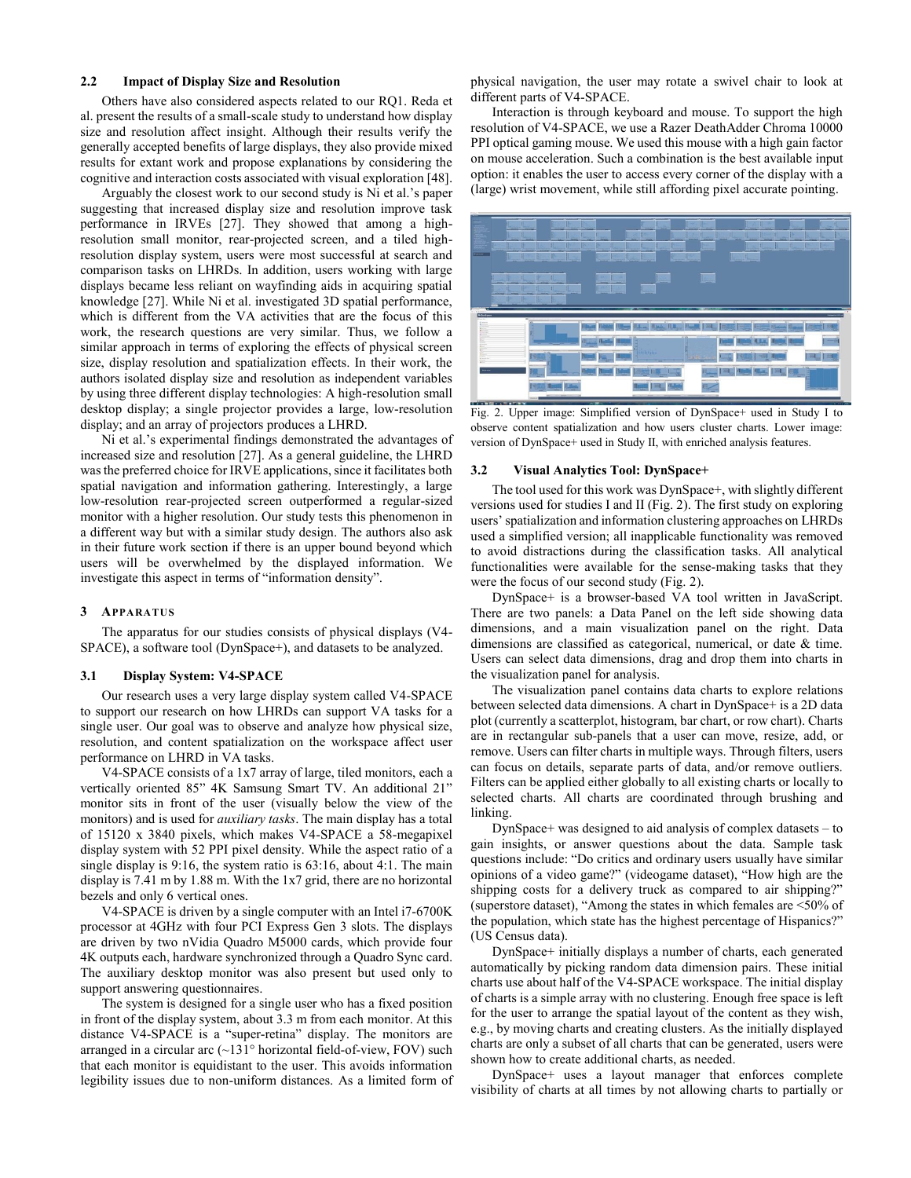### 2.2 Impact of Display Size and Resolution

Others have also considered aspects related to our RQ1. Reda et al. present the results of a small-scale study to understand how display size and resolution affect insight. Although their results verify the generally accepted benefits of large displays, they also provide mixed results for extant work and propose explanations by considering the cognitive and interaction costs associated with visual exploration [48].

Arguably the closest work to our second study is Ni et al.'s paper suggesting that increased display size and resolution improve task performance in IRVEs [27]. They showed that among a high-resolution small monitor, rear-projected screen, and a tiled high-resolution display system, users were most successful at search and comparison tasks on LHRDs. In addition, users working with large displays became less reliant on wayfinding aids in acquiring spatial knowledge [27]. While Ni et al. investigated 3D spatial performance, which is different from the VA activities that are the focus of this work, the research questions are very similar. Thus, we follow a similar approach in terms of exploring the effects of physical screen size, display resolution and spatialization effects. In their work, the authors isolated display size and resolution as independent variables by using three different display technologies: A high-resolution small desktop display; a single projector provides a large, low-resolution display; and an array of projectors produces a LHRD.

Ni et al.'s experimental findings demonstrated the advantages of increased size and resolution [27]. As a general guideline, the LHRD was the preferred choice for IRVE applications, since it facilitates both spatial navigation and information gathering. Interestingly, a large low-resolution rear-projected screen outperformed a regular-sized monitor with a higher resolution. Our study tests this phenomenon in a different way but with a similar study design. The authors also ask in their future work section if there is an upper bound beyond which users will be overwhelmed by the displayed information. We investigate this aspect in terms of "information density".

## 3 Apparatus

The apparatus for our studies consists of physical displays (V4-SPACE), a software tool (DynSpace+), and datasets to be analyzed.

### 3.1 Display System: V4-SPACE

Our research uses a very large display system called V4-SPACE to support our research on how LHRDs can support VA tasks for a single user. Our goal was to observe and analyze how physical size, resolution, and content spatialization on the workspace affect user performance on LHRD in VA tasks.

V4-SPACE consists of a 1x7 array of large, tiled monitors, each a vertically oriented 85" 4K Samsung Smart TV. An additional 21" monitor sits in front of the user (visually below the view of the monitors) and is used for *auxiliary tasks*. The main display has a total of 15120 x 3840 pixels, which makes V4-SPACE a 58-megapixel display system with 52 PPI pixel density. While the aspect ratio of a single display is 9:16, the screen ratio is 63:16, about 4:1. The main display is 7.41 m by 1.88 m. With the 1x7 grid, there are no horizontal bezels and only 6 vertical ones.

V4-SPACE is driven by a single computer with an Intel i7-6700K processor at 4GHz with four PCI Express Gen 3 slots. The displays are driven by two nVidia Quadro M5000 cards, which provide four 4K outputs each, hardware synchronized through a Quadro Sync card. The auxiliary desktop monitor was also present but used only to support answering questionnaires.

The system is designed for a single user who has a fixed position in front of the display system, about 3.3 m from each monitor. At this distance V4-SPACE is a "super-retina" display. The monitors are arranged in a circular arc (~131° horizontal field-of-view, FOV) such that each monitor is equidistant to the user. This avoids information legibility issues due to non-uniform distances. As a limited form of physical navigation, the user may rotate a swivel chair to look at different parts of V4-SPACE.

Interaction is through keyboard and mouse. To support the high resolution of V4-SPACE, we use a Razer DeathAdder Chroma 10000 PPI optical gaming mouse. We used this mouse with a high gain factor on mouse acceleration. Such a combination is the best available input option: it enables the user to access every corner of the display with a (large) wrist movement, while still affording pixel accurate pointing.

Fig. 2. Upper image: Simplified version of DynSpace+ used in Study I to observe content spatialization and how users cluster charts. Lower image: version of DynSpace+ used in Study II, with enriched analysis features.

### 3.2 Visual Analytics Tool: DynSpace+

The tool used for this work was DynSpace+, with slightly different versions used for studies I and II (Fig. 2). The first study on exploring users' spatialization and information clustering approaches on LHRDs used a simplified version; all inapplicable functionality was removed to avoid distractions during the classification tasks. All analytical functionalities were available for the sense-making tasks that they were the focus of our second study (Fig. 2).

DynSpace+ is a browser-based VA tool written in JavaScript. There are two panels: a Data Panel on the left side showing data dimensions, and a main visualization panel on the right. Data dimensions are classified as categorical, numerical, or date & time. Users can select data dimensions, drag and drop them into charts in the visualization panel for analysis.

The visualization panel contains data charts to explore relations between selected data dimensions. A chart in DynSpace+ is a 2D data plot (currently a scatterplot, histogram, bar chart, or row chart). Charts are in rectangular sub-panels that a user can move, resize, add, or remove. Users can filter charts in multiple ways. Through filters, users can focus on details, separate parts of data, and/or remove outliers. Filters can be applied either globally to all existing charts or locally to selected charts. All charts are coordinated through brushing and linking.

DynSpace+ was designed to aid analysis of complex datasets – to gain insights, or answer questions about the data. Sample task questions include: "Do critics and ordinary users usually have similar opinions of a video game?" (videogame dataset), "How high are the shipping costs for a delivery truck as compared to air shipping?" (superstore dataset), "Among the states in which females are <50% of the population, which state has the highest percentage of Hispanics?" (US Census data).

DynSpace+ initially displays a number of charts, each generated automatically by picking random data dimension pairs. These initial charts use about half of the V4-SPACE workspace. The initial display of charts is a simple array with no clustering. Enough free space is left for the user to arrange the spatial layout of the content as they wish, e.g., by moving charts and creating clusters. As the initially displayed charts are only a subset of all charts that can be generated, users were shown how to create additional charts, as needed.

DynSpace+ uses a layout manager that enforces complete visibility of charts at all times by not allowing charts to partially or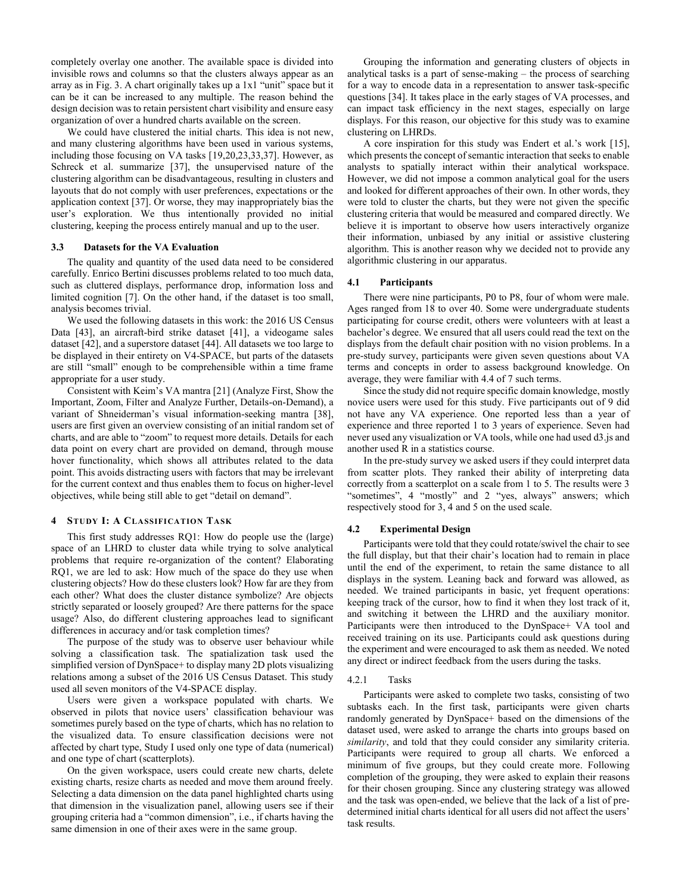completely overlay one another. The available space is divided into invisible rows and columns so that the clusters always appear as an array as in Fig. 3. A chart originally takes up a 1x1 "unit" space but it can be it can be increased to any multiple. The reason behind the design decision was to retain persistent chart visibility and ensure easy organization of over a hundred charts available on the screen.

We could have clustered the initial charts. This idea is not new, and many clustering algorithms have been used in various systems, including those focusing on VA tasks [19,20,23,33,37]. However, as Schreck et al. summarize [37], the unsupervised nature of the clustering algorithm can be disadvantageous, resulting in clusters and layouts that do not comply with user preferences, expectations or the application context [37]. Or worse, they may inappropriately bias the user's exploration. We thus intentionally provided no initial clustering, keeping the process entirely manual and up to the user.

### 3.3 Datasets for the VA Evaluation

The quality and quantity of the used data need to be considered carefully. Enrico Bertini discusses problems related to too much data, such as cluttered displays, performance drop, information loss and limited cognition [7]. On the other hand, if the dataset is too small, analysis becomes trivial.

We used the following datasets in this work: the 2016 US Census Data [43], an aircraft-bird strike dataset [41], a videogame sales dataset [42], and a superstore dataset [44]. All datasets we too large to be displayed in their entirety on V4-SPACE, but parts of the datasets are still "small" enough to be comprehensible within a time frame appropriate for a user study.

Consistent with Keim's VA mantra [21] (Analyze First, Show the Important, Zoom, Filter and Analyze Further, Details-on-Demand), a variant of Shneiderman's visual information-seeking mantra [38], users are first given an overview consisting of an initial random set of charts, and are able to "zoom" to request more details. Details for each data point on every chart are provided on demand, through mouse hover functionality, which shows all attributes related to the data point. This avoids distracting users with factors that may be irrelevant for the current context and thus enables them to focus on higher-level objectives, while being still able to get "detail on demand".

## 4 Study I: A Classification Task

This first study addresses RQ1: How do people use the (large) space of an LHRD to cluster data while trying to solve analytical problems that require re-organization of the content? Elaborating RQ1, we are led to ask: How much of the space do they use when clustering objects? How do these clusters look? How far are they from each other? What does the cluster distance symbolize? Are objects strictly separated or loosely grouped? Are there patterns for the space usage? Also, do different clustering approaches lead to significant differences in accuracy and/or task completion times?

The purpose of the study was to observe user behaviour while solving a classification task. The spatialization task used the simplified version of DynSpace+ to display many 2D plots visualizing relations among a subset of the 2016 US Census Dataset. This study used all seven monitors of the V4-SPACE display.

Users were given a workspace populated with charts. We observed in pilots that novice users' classification behaviour was sometimes purely based on the type of charts, which has no relation to the visualized data. To ensure classification decisions were not affected by chart type, Study I used only one type of data (numerical) and one type of chart (scatterplots).

On the given workspace, users could create new charts, delete existing charts, resize charts as needed and move them around freely. Selecting a data dimension on the data panel highlighted charts using that dimension in the visualization panel, allowing users see if their grouping criteria had a "common dimension", i.e., if charts having the same dimension in one of their axes were in the same group.

Grouping the information and generating clusters of objects in analytical tasks is a part of sense-making – the process of searching for a way to encode data in a representation to answer task-specific questions [34]. It takes place in the early stages of VA processes, and can impact task efficiency in the next stages, especially on large displays. For this reason, our objective for this study was to examine clustering on LHRDs.

A core inspiration for this study was Endert et al.'s work [15], which presents the concept of semantic interaction that seeks to enable analysts to spatially interact within their analytical workspace. However, we did not impose a common analytical goal for the users and looked for different approaches of their own. In other words, they were told to cluster the charts, but they were not given the specific clustering criteria that would be measured and compared directly. We believe it is important to observe how users interactively organize their information, unbiased by any initial or assistive clustering algorithm. This is another reason why we decided not to provide any algorithmic clustering in our apparatus.

### 4.1 Participants

There were nine participants, P0 to P8, four of whom were male. Ages ranged from 18 to over 40. Some were undergraduate students participating for course credit, others were volunteers with at least a bachelor's degree. We ensured that all users could read the text on the displays from the default chair position with no vision problems. In a pre-study survey, participants were given seven questions about VA terms and concepts in order to assess background knowledge. On average, they were familiar with 4.4 of 7 such terms.

Since the study did not require specific domain knowledge, mostly novice users were used for this study. Five participants out of 9 did not have any VA experience. One reported less than a year of experience and three reported 1 to 3 years of experience. Seven had never used any visualization or VA tools, while one had used d3.js and another used R in a statistics course.

In the pre-study survey we asked users if they could interpret data from scatter plots. They ranked their ability of interpreting data correctly from a scatterplot on a scale from 1 to 5. The results were 3 "sometimes", 4 "mostly" and 2 "yes, always" answers; which respectively stood for 3, 4 and 5 on the used scale.

### 4.2 Experimental Design

Participants were told that they could rotate/swivel the chair to see the full display, but that their chair's location had to remain in place until the end of the experiment, to retain the same distance to all displays in the system. Leaning back and forward was allowed, as needed. We trained participants in basic, yet frequent operations: keeping track of the cursor, how to find it when they lost track of it, and switching it between the LHRD and the auxiliary monitor. Participants were then introduced to the DynSpace+ VA tool and received training on its use. Participants could ask questions during the experiment and were encouraged to ask them as needed. We noted any direct or indirect feedback from the users during the tasks.

#### 4.2.1 Tasks

Participants were asked to complete two tasks, consisting of two subtasks each. In the first task, participants were given charts randomly generated by DynSpace+ based on the dimensions of the dataset used, were asked to arrange the charts into groups based on *similarity*, and told that they could consider any similarity criteria. Participants were required to group all charts. We enforced a minimum of five groups, but they could create more. Following completion of the grouping, they were asked to explain their reasons for their chosen grouping. Since any clustering strategy was allowed and the task was open-ended, we believe that the lack of a list of pre-determined initial charts identical for all users did not affect the users' task results.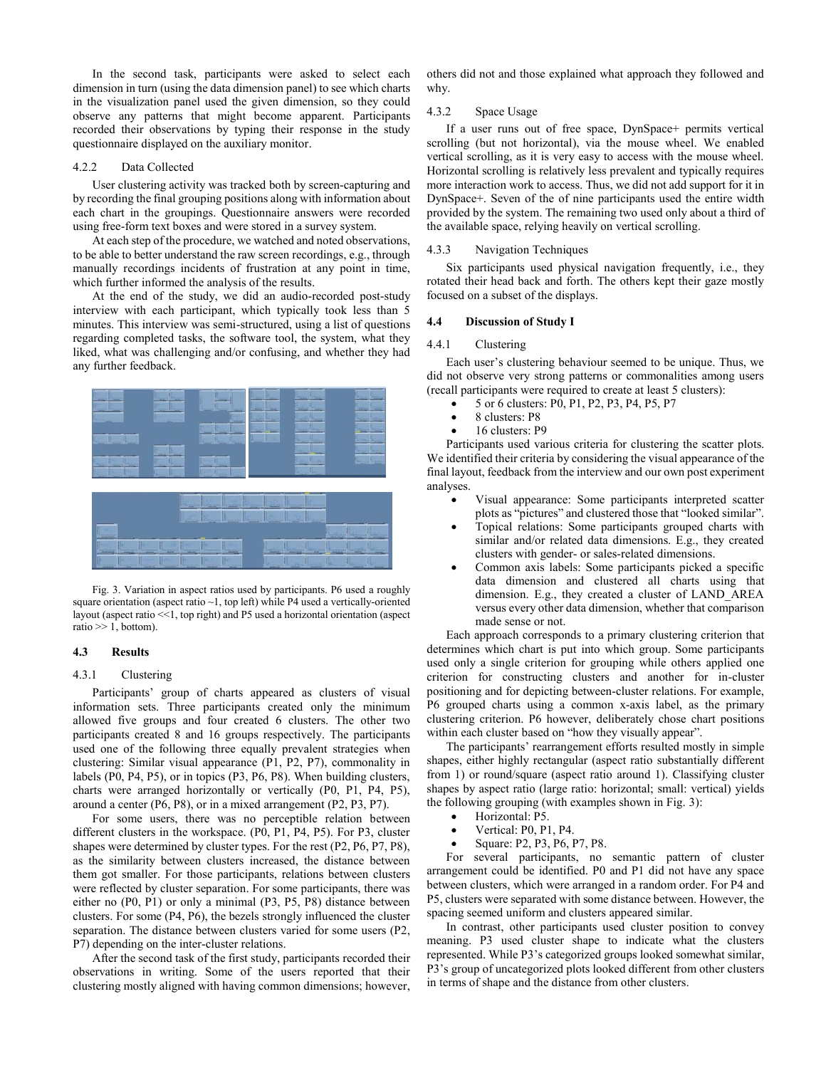In the second task, participants were asked to select each dimension in turn (using the data dimension panel) to see which charts in the visualization panel used the given dimension, so they could observe any patterns that might become apparent. Participants recorded their observations by typing their response in the study questionnaire displayed on the auxiliary monitor.

#### 4.2.2 Data Collected

User clustering activity was tracked both by screen-capturing and by recording the final grouping positions along with information about each chart in the groupings. Questionnaire answers were recorded using free-form text boxes and were stored in a survey system.

At each step of the procedure, we watched and noted observations, to be able to better understand the raw screen recordings, e.g., through manually recordings incidents of frustration at any point in time, which further informed the analysis of the results.

At the end of the study, we did an audio-recorded post-study interview with each participant, which typically took less than 5 minutes. This interview was semi-structured, using a list of questions regarding completed tasks, the software tool, the system, what they liked, what was challenging and/or confusing, and whether they had any further feedback.

Fig. 3. Variation in aspect ratios used by participants. P6 used a roughly square orientation (aspect ratio ~1, top left) while P4 used a vertically-oriented layout (aspect ratio <<1, top right) and P5 used a horizontal orientation (aspect ratio >> 1, bottom).

### 4.3 Results

#### 4.3.1 Clustering

Participants' group of charts appeared as clusters of visual information sets. Three participants created only the minimum allowed five groups and four created 6 clusters. The other two participants created 8 and 16 groups respectively. The participants used one of the following three equally prevalent strategies when clustering: Similar visual appearance (P1, P2, P7), commonality in labels (P0, P4, P5), or in topics (P3, P6, P8). When building clusters, charts were arranged horizontally or vertically (P0, P1, P4, P5), around a center (P6, P8), or in a mixed arrangement (P2, P3, P7).

For some users, there was no perceptible relation between different clusters in the workspace. (P0, P1, P4, P5). For P3, cluster shapes were determined by cluster types. For the rest (P2, P6, P7, P8), as the similarity between clusters increased, the distance between them got smaller. For those participants, relations between clusters were reflected by cluster separation. For some participants, there was either no (P0, P1) or only a minimal (P3, P5, P8) distance between clusters. For some (P4, P6), the bezels strongly influenced the cluster separation. The distance between clusters varied for some users (P2, P7) depending on the inter-cluster relations.

After the second task of the first study, participants recorded their observations in writing. Some of the users reported that their clustering mostly aligned with having common dimensions; however, others did not and those explained what approach they followed and why.

#### 4.3.2 Space Usage

If a user runs out of free space, DynSpace+ permits vertical scrolling (but not horizontal), via the mouse wheel. We enabled vertical scrolling, as it is very easy to access with the mouse wheel. Horizontal scrolling is relatively less prevalent and typically requires more interaction work to access. Thus, we did not add support for it in DynSpace+. Seven of the of nine participants used the entire width provided by the system. The remaining two used only about a third of the available space, relying heavily on vertical scrolling.

#### 4.3.3 Navigation Techniques

Six participants used physical navigation frequently, i.e., they rotated their head back and forth. The others kept their gaze mostly focused on a subset of the displays.

### 4.4 Discussion of Study I

#### 4.4.1 Clustering

Each user's clustering behaviour seemed to be unique. Thus, we did not observe very strong patterns or commonalities among users (recall participants were required to create at least 5 clusters):

- 5 or 6 clusters: P0, P1, P2, P3, P4, P5, P7
- 8 clusters: P8
- 16 clusters: P9

Participants used various criteria for clustering the scatter plots. We identified their criteria by considering the visual appearance of the final layout, feedback from the interview and our own post experiment analyses.

- Visual appearance: Some participants interpreted scatter plots as "pictures" and clustered those that "looked similar".
- Topical relations: Some participants grouped charts with similar and/or related data dimensions. E.g., they created clusters with gender- or sales-related dimensions.
- Common axis labels: Some participants picked a specific data dimension and clustered all charts using that dimension. E.g., they created a cluster of LAND_AREA versus every other data dimension, whether that comparison made sense or not.

Each approach corresponds to a primary clustering criterion that determines which chart is put into which group. Some participants used only a single criterion for grouping while others applied one criterion for constructing clusters and another for in-cluster positioning and for depicting between-cluster relations. For example, P6 grouped charts using a common x-axis label, as the primary clustering criterion. P6 however, deliberately chose chart positions within each cluster based on "how they visually appear".

The participants' rearrangement efforts resulted mostly in simple shapes, either highly rectangular (aspect ratio substantially different from 1) or round/square (aspect ratio around 1). Classifying cluster shapes by aspect ratio (large ratio: horizontal; small: vertical) yields the following grouping (with examples shown in Fig. 3):

- Horizontal: P5.
- Vertical: P0, P1, P4.
- Square: P2, P3, P6, P7, P8.

For several participants, no semantic pattern of cluster arrangement could be identified. P0 and P1 did not have any space between clusters, which were arranged in a random order. For P4 and P5, clusters were separated with some distance between. However, the spacing seemed uniform and clusters appeared similar.

In contrast, other participants used cluster position to convey meaning. P3 used cluster shape to indicate what the clusters represented. While P3's categorized groups looked somewhat similar, P3's group of uncategorized plots looked different from other clusters in terms of shape and the distance from other clusters.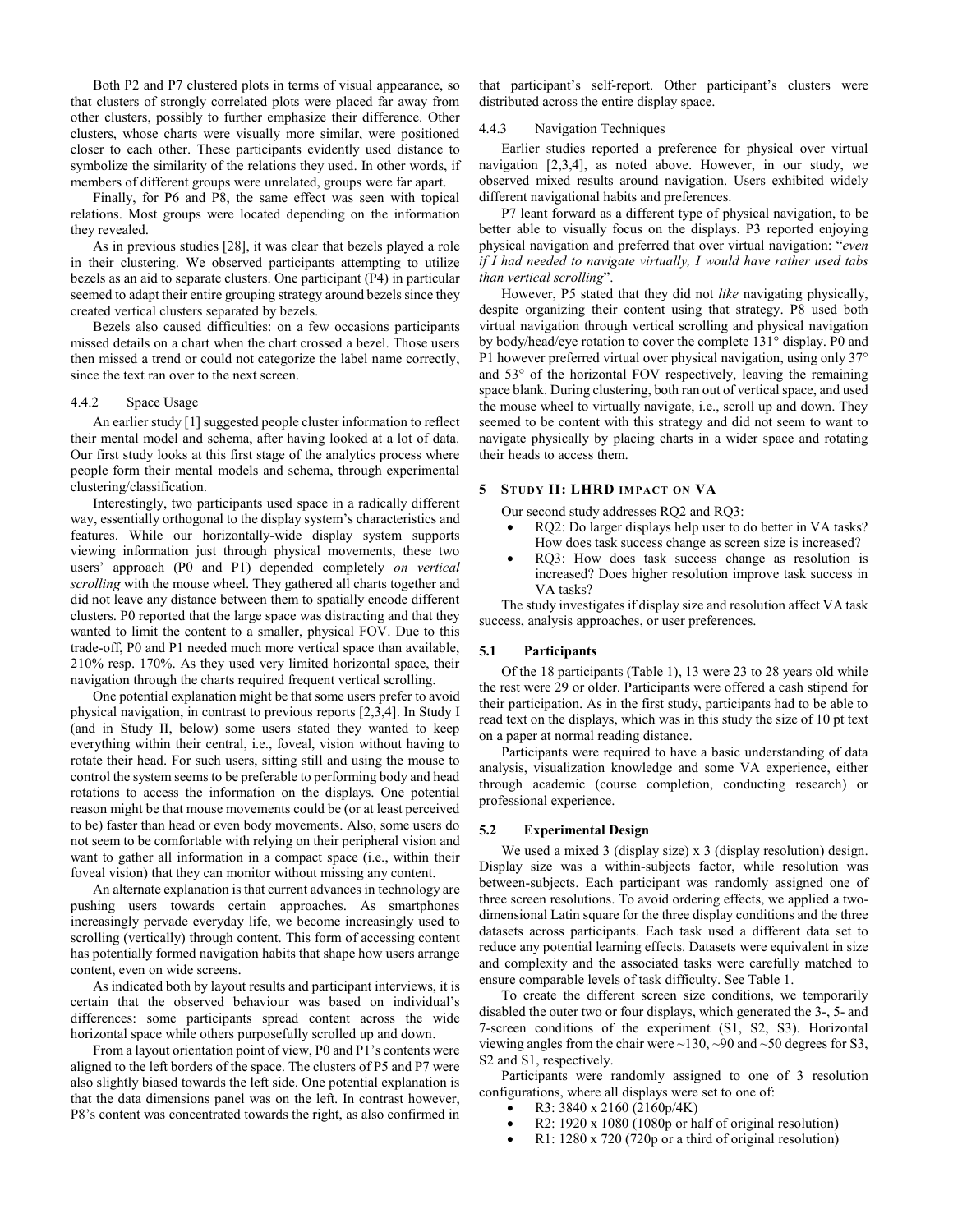Both P2 and P7 clustered plots in terms of visual appearance, so that clusters of strongly correlated plots were placed far away from other clusters, possibly to further emphasize their difference. Other clusters, whose charts were visually more similar, were positioned closer to each other. These participants evidently used distance to symbolize the similarity of the relations they used. In other words, if members of different groups were unrelated, groups were far apart.

Finally, for P6 and P8, the same effect was seen with topical relations. Most groups were located depending on the information they revealed.

As in previous studies [28], it was clear that bezels played a role in their clustering. We observed participants attempting to utilize bezels as an aid to separate clusters. One participant (P4) in particular seemed to adapt their entire grouping strategy around bezels since they created vertical clusters separated by bezels.

Bezels also caused difficulties: on a few occasions participants missed details on a chart when the chart crossed a bezel. Those users then missed a trend or could not categorize the label name correctly, since the text ran over to the next screen.

#### 4.4.2 Space Usage

An earlier study [1] suggested people cluster information to reflect their mental model and schema, after having looked at a lot of data. Our first study looks at this first stage of the analytics process where people form their mental models and schema, through experimental clustering/classification.

Interestingly, two participants used space in a radically different way, essentially orthogonal to the display system's characteristics and features. While our horizontally-wide display system supports viewing information just through physical movements, these two users' approach (P0 and P1) depended completely *on vertical scrolling* with the mouse wheel. They gathered all charts together and did not leave any distance between them to spatially encode different clusters. P0 reported that the large space was distracting and that they wanted to limit the content to a smaller, physical FOV. Due to this trade-off, P0 and P1 needed much more vertical space than available, 210% resp. 170%. As they used very limited horizontal space, their navigation through the charts required frequent vertical scrolling.

One potential explanation might be that some users prefer to avoid physical navigation, in contrast to previous reports [2,3,4]. In Study I (and in Study II, below) some users stated they wanted to keep everything within their central, i.e., foveal, vision without having to rotate their head. For such users, sitting still and using the mouse to control the system seems to be preferable to performing body and head rotations to access the information on the displays. One potential reason might be that mouse movements could be (or at least perceived to be) faster than head or even body movements. Also, some users do not seem to be comfortable with relying on their peripheral vision and want to gather all information in a compact space (i.e., within their foveal vision) that they can monitor without missing any content.

An alternate explanation is that current advances in technology are pushing users towards certain approaches. As smartphones increasingly pervade everyday life, we become increasingly used to scrolling (vertically) through content. This form of accessing content has potentially formed navigation habits that shape how users arrange content, even on wide screens.

As indicated both by layout results and participant interviews, it is certain that the observed behaviour was based on individual's differences: some participants spread content across the wide horizontal space while others purposefully scrolled up and down.

From a layout orientation point of view, P0 and P1's contents were aligned to the left borders of the space. The clusters of P5 and P7 were also slightly biased towards the left side. One potential explanation is that the data dimensions panel was on the left. In contrast however, P8's content was concentrated towards the right, as also confirmed in that participant's self-report. Other participant's clusters were distributed across the entire display space.

#### 4.4.3 Navigation Techniques

Earlier studies reported a preference for physical over virtual navigation [2,3,4], as noted above. However, in our study, we observed mixed results around navigation. Users exhibited widely different navigational habits and preferences.

P7 leant forward as a different type of physical navigation, to be better able to visually focus on the displays. P3 reported enjoying physical navigation and preferred that over virtual navigation: "*even if I had needed to navigate virtually, I would have rather used tabs than vertical scrolling*".

However, P5 stated that they did not *like* navigating physically, despite organizing their content using that strategy. P8 used both virtual navigation through vertical scrolling and physical navigation by body/head/eye rotation to cover the complete 131° display. P0 and P1 however preferred virtual over physical navigation, using only 37° and 53° of the horizontal FOV respectively, leaving the remaining space blank. During clustering, both ran out of vertical space, and used the mouse wheel to virtually navigate, i.e., scroll up and down. They seemed to be content with this strategy and did not seem to want to navigate physically by placing charts in a wider space and rotating their heads to access them.

## 5 Study II: LHRD Impact on VA

Our second study addresses RQ2 and RQ3:

- RQ2: Do larger displays help user to do better in VA tasks? How does task success change as screen size is increased?
- RQ3: How does task success change as resolution is increased? Does higher resolution improve task success in VA tasks?

The study investigates if display size and resolution affect VA task success, analysis approaches, or user preferences.

### 5.1 Participants

Of the 18 participants (Table 1), 13 were 23 to 28 years old while the rest were 29 or older. Participants were offered a cash stipend for their participation. As in the first study, participants had to be able to read text on the displays, which was in this study the size of 10 pt text on a paper at normal reading distance.

Participants were required to have a basic understanding of data analysis, visualization knowledge and some VA experience, either through academic (course completion, conducting research) or professional experience.

### 5.2 Experimental Design

We used a mixed 3 (display size) x 3 (display resolution) design. Display size was a within-subjects factor, while resolution was between-subjects. Each participant was randomly assigned one of three screen resolutions. To avoid ordering effects, we applied a two-dimensional Latin square for the three display conditions and the three datasets across participants. Each task used a different data set to reduce any potential learning effects. Datasets were equivalent in size and complexity and the associated tasks were carefully matched to ensure comparable levels of task difficulty. See Table 1.

To create the different screen size conditions, we temporarily disabled the outer two or four displays, which generated the 3-, 5- and 7-screen conditions of the experiment (S1, S2, S3). Horizontal viewing angles from the chair were ~130, ~90 and ~50 degrees for S3, S2 and S1, respectively.

Participants were randomly assigned to one of 3 resolution configurations, where all displays were set to one of:

- R3: 3840 x 2160 (2160p/4K)
- R2: 1920 x 1080 (1080p or half of original resolution)
- R1: 1280 x 720 (720p or a third of original resolution)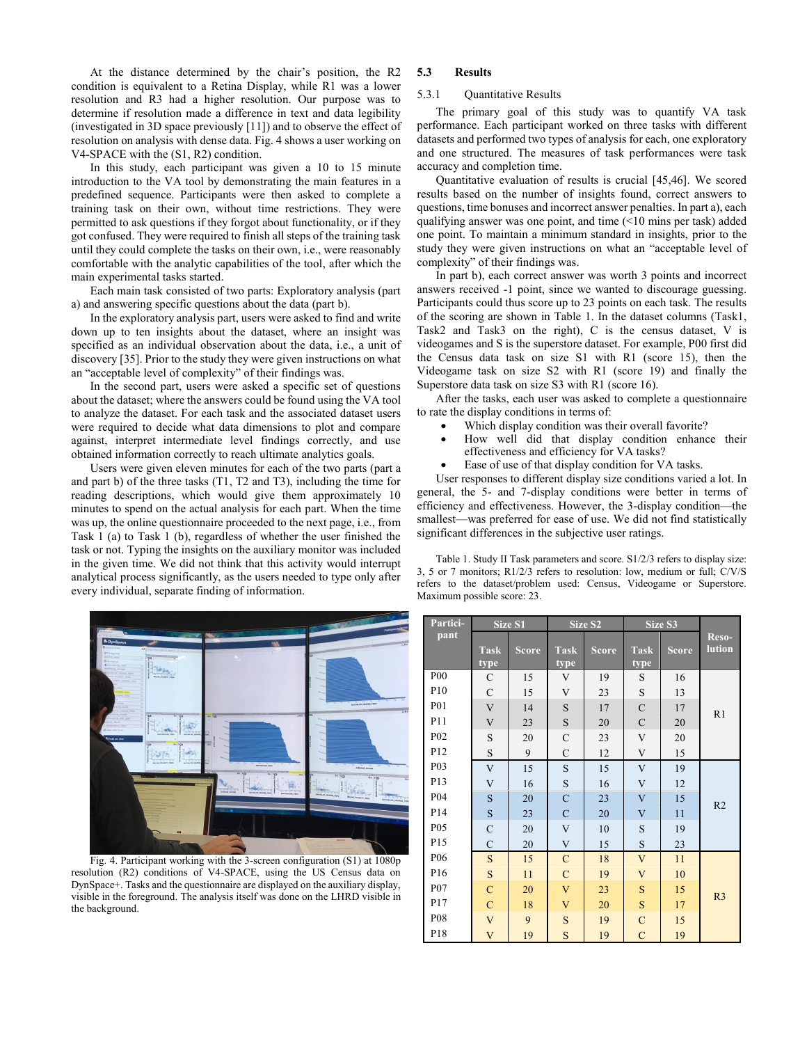At the distance determined by the chair's position, the R2 condition is equivalent to a Retina Display, while R1 was a lower resolution and R3 had a higher resolution. Our purpose was to determine if resolution made a difference in text and data legibility (investigated in 3D space previously [11]) and to observe the effect of resolution on analysis with dense data. Fig. 4 shows a user working on V4-SPACE with the (S1, R2) condition.

In this study, each participant was given a 10 to 15 minute introduction to the VA tool by demonstrating the main features in a predefined sequence. Participants were then asked to complete a training task on their own, without time restrictions. They were permitted to ask questions if they forgot about functionality, or if they got confused. They were required to finish all steps of the training task until they could complete the tasks on their own, i.e., were reasonably comfortable with the analytic capabilities of the tool, after which the main experimental tasks started.

Each main task consisted of two parts: Exploratory analysis (part a) and answering specific questions about the data (part b).

In the exploratory analysis part, users were asked to find and write down up to ten insights about the dataset, where an insight was specified as an individual observation about the data, i.e., a unit of discovery [35]. Prior to the study they were given instructions on what an "acceptable level of complexity" of their findings was.

In the second part, users were asked a specific set of questions about the dataset; where the answers could be found using the VA tool to analyze the dataset. For each task and the associated dataset users were required to decide what data dimensions to plot and compare against, interpret intermediate level findings correctly, and use obtained information correctly to reach ultimate analytics goals.

Users were given eleven minutes for each of the two parts (part a and part b) of the three tasks (T1, T2 and T3), including the time for reading descriptions, which would give them approximately 10 minutes to spend on the actual analysis for each part. When the time was up, the online questionnaire proceeded to the next page, i.e., from Task 1 (a) to Task 1 (b), regardless of whether the user finished the task or not. Typing the insights on the auxiliary monitor was included in the given time. We did not think that this activity would interrupt analytical process significantly, as the users needed to type only after every individual, separate finding of information.

Fig. 4. Participant working with the 3-screen configuration (S1) at 1080p resolution (R2) conditions of V4-SPACE, using the US Census data on DynSpace+. Tasks and the questionnaire are displayed on the auxiliary display, visible in the foreground. The analysis itself was done on the LHRD visible in the background.

### 5.3 Results

#### 5.3.1 Quantitative Results

The primary goal of this study was to quantify VA task performance. Each participant worked on three tasks with different datasets and performed two types of analysis for each, one exploratory and one structured. The measures of task performances were task accuracy and completion time.

Quantitative evaluation of results is crucial [45,46]. We scored results based on the number of insights found, correct answers to questions, time bonuses and incorrect answer penalties. In part a), each qualifying answer was one point, and time (<10 mins per task) added one point. To maintain a minimum standard in insights, prior to the study they were given instructions on what an "acceptable level of complexity" of their findings was.

In part b), each correct answer was worth 3 points and incorrect answers received -1 point, since we wanted to discourage guessing. Participants could thus score up to 23 points on each task. The results of the scoring are shown in Table 1. In the dataset columns (Task1, Task2 and Task3 on the right), C is the census dataset, V is videogames and S is the superstore dataset. For example, P00 first did the Census data task on size S1 with R1 (score 15), then the Videogame task on size S2 with R1 (score 19) and finally the Superstore data task on size S3 with R1 (score 16).

After the tasks, each user was asked to complete a questionnaire to rate the display conditions in terms of:

- Which display condition was their overall favorite?
- How well did that display condition enhance their effectiveness and efficiency for VA tasks?
- Ease of use of that display condition for VA tasks.

User responses to different display size conditions varied a lot. In general, the 5- and 7-display conditions were better in terms of efficiency and effectiveness. However, the 3-display condition—the smallest—was preferred for ease of use. We did not find statistically significant differences in the subjective user ratings.

Table 1. Study II Task parameters and score. S1/2/3 refers to display size: 3, 5 or 7 monitors; R1/2/3 refers to resolution: low, medium or full; C/V/S refers to the dataset/problem used: Census, Videogame or Superstore. Maximum possible score: 23.

| Partici-pant | Size S1 | | Size S2 | | Size S3 | | Reso-lution |
|---|---|---|---|---|---|---|---|
| | Task type | Score | Task type | Score | Task type | Score | |
| P00 | C | 15 | V | 19 | S | 16 | R1 |
| P10 | C | 15 | V | 23 | S | 13 | R1 |
| P01 | V | 14 | S | 17 | C | 17 | R1 |
| P11 | V | 23 | S | 20 | C | 20 | R1 |
| P02 | S | 20 | C | 23 | V | 20 | R1 |
| P12 | S | 9 | C | 12 | V | 15 | R1 |
| P03 | V | 15 | S | 15 | V | 19 | R2 |
| P13 | V | 16 | S | 16 | V | 12 | R2 |
| P04 | S | 20 | C | 23 | V | 15 | R2 |
| P14 | S | 23 | C | 20 | V | 11 | R2 |
| P05 | C | 20 | V | 10 | S | 19 | R2 |
| P15 | C | 20 | V | 15 | S | 23 | R2 |
| P06 | S | 15 | C | 18 | V | 11 | R3 |
| P16 | S | 11 | C | 19 | V | 10 | R3 |
| P07 | C | 20 | V | 23 | S | 15 | R3 |
| P17 | C | 18 | V | 20 | S | 17 | R3 |
| P08 | V | 9 | S | 19 | C | 15 | R3 |
| P18 | V | 19 | S | 19 | C | 19 | R3 |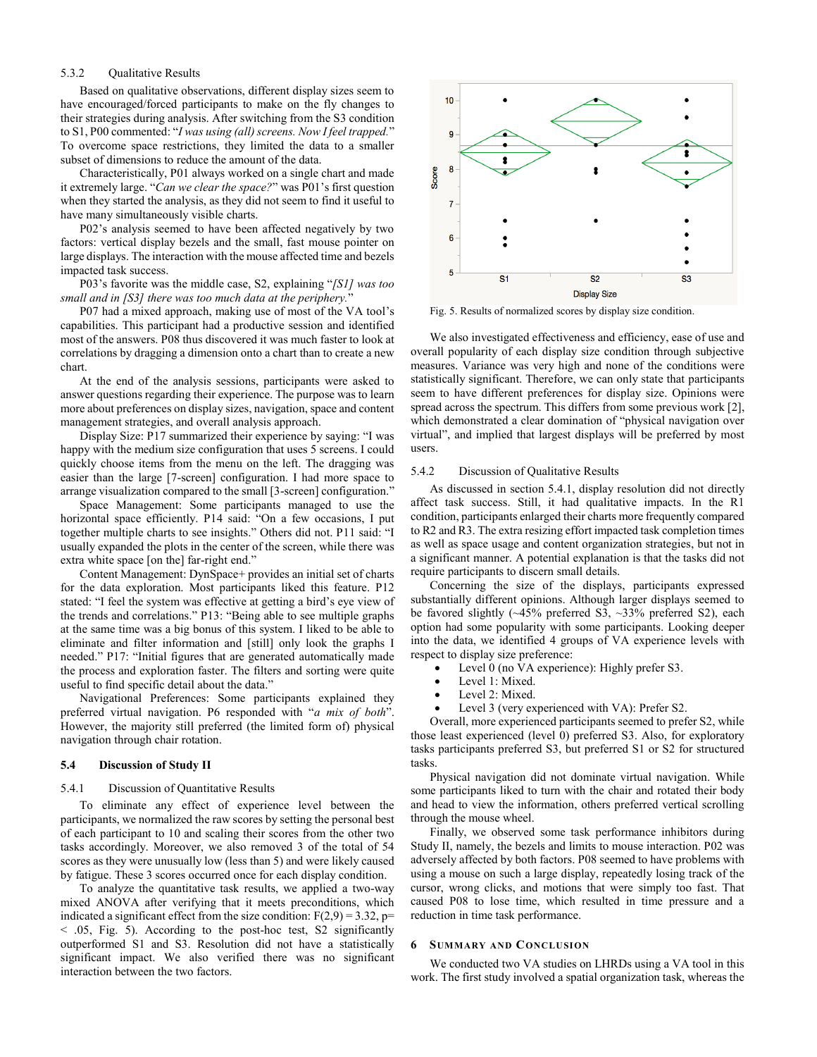#### 5.3.2 Qualitative Results

Based on qualitative observations, different display sizes seem to have encouraged/forced participants to make on the fly changes to their strategies during analysis. After switching from the S3 condition to S1, P00 commented: "*I was using (all) screens. Now I feel trapped.*" To overcome space restrictions, they limited the data to a smaller subset of dimensions to reduce the amount of the data.

Characteristically, P01 always worked on a single chart and made it extremely large. "*Can we clear the space?*" was P01's first question when they started the analysis, as they did not seem to find it useful to have many simultaneously visible charts.

P02's analysis seemed to have been affected negatively by two factors: vertical display bezels and the small, fast mouse pointer on large displays. The interaction with the mouse affected time and bezels impacted task success.

P03's favorite was the middle case, S2, explaining "*[S1] was too small and in [S3] there was too much data at the periphery.*"

P07 had a mixed approach, making use of most of the VA tool's capabilities. This participant had a productive session and identified most of the answers. P08 thus discovered it was much faster to look at correlations by dragging a dimension onto a chart than to create a new chart.

At the end of the analysis sessions, participants were asked to answer questions regarding their experience. The purpose was to learn more about preferences on display sizes, navigation, space and content management strategies, and overall analysis approach.

Display Size: P17 summarized their experience by saying: "I was happy with the medium size configuration that uses 5 screens. I could quickly choose items from the menu on the left. The dragging was easier than the large [7-screen] configuration. I had more space to arrange visualization compared to the small [3-screen] configuration."

Space Management: Some participants managed to use the horizontal space efficiently. P14 said: "On a few occasions, I put together multiple charts to see insights." Others did not. P11 said: "I usually expanded the plots in the center of the screen, while there was extra white space [on the] far-right end."

Content Management: DynSpace+ provides an initial set of charts for the data exploration. Most participants liked this feature. P12 stated: "I feel the system was effective at getting a bird's eye view of the trends and correlations." P13: "Being able to see multiple graphs at the same time was a big bonus of this system. I liked to be able to eliminate and filter information and [still] only look the graphs I needed." P17: "Initial figures that are generated automatically made the process and exploration faster. The filters and sorting were quite useful to find specific detail about the data."

Navigational Preferences: Some participants explained they preferred virtual navigation. P6 responded with "*a mix of both*". However, the majority still preferred (the limited form of) physical navigation through chair rotation.

### 5.4 Discussion of Study II

#### 5.4.1 Discussion of Quantitative Results

To eliminate any effect of experience level between the participants, we normalized the raw scores by setting the personal best of each participant to 10 and scaling their scores from the other two tasks accordingly. Moreover, we also removed 3 of the total of 54 scores as they were unusually low (less than 5) and were likely caused by fatigue. These 3 scores occurred once for each display condition.

To analyze the quantitative task results, we applied a two-way mixed ANOVA after verifying that it meets preconditions, which indicated a significant effect from the size condition: $F(2,9) = 3.32$, $p < .05$, Fig. 5). According to the post-hoc test, S2 significantly outperformed S1 and S3. Resolution did not have a statistically significant impact. We also verified there was no significant interaction between the two factors.

Fig. 5. Results of normalized scores by display size condition.

We also investigated effectiveness and efficiency, ease of use and overall popularity of each display size condition through subjective measures. Variance was very high and none of the conditions were statistically significant. Therefore, we can only state that participants seem to have different preferences for display size. Opinions were spread across the spectrum. This differs from some previous work [2], which demonstrated a clear domination of "physical navigation over virtual", and implied that largest displays will be preferred by most users.

#### 5.4.2 Discussion of Qualitative Results

As discussed in section 5.4.1, display resolution did not directly affect task success. Still, it had qualitative impacts. In the R1 condition, participants enlarged their charts more frequently compared to R2 and R3. The extra resizing effort impacted task completion times as well as space usage and content organization strategies, but not in a significant manner. A potential explanation is that the tasks did not require participants to discern small details.

Concerning the size of the displays, participants expressed substantially different opinions. Although larger displays seemed to be favored slightly (~45% preferred S3, ~33% preferred S2), each option had some popularity with some participants. Looking deeper into the data, we identified 4 groups of VA experience levels with respect to display size preference:

- Level 0 (no VA experience): Highly prefer S3.
- Level 1: Mixed.
- Level 2: Mixed.
- Level 3 (very experienced with VA): Prefer S2.

Overall, more experienced participants seemed to prefer S2, while those least experienced (level 0) preferred S3. Also, for exploratory tasks participants preferred S3, but preferred S1 or S2 for structured tasks.

Physical navigation did not dominate virtual navigation. While some participants liked to turn with the chair and rotated their body and head to view the information, others preferred vertical scrolling through the mouse wheel.

Finally, we observed some task performance inhibitors during Study II, namely, the bezels and limits to mouse interaction. P02 was adversely affected by both factors. P08 seemed to have problems with using a mouse on such a large display, repeatedly losing track of the cursor, wrong clicks, and motions that were simply too fast. That caused P08 to lose time, which resulted in time pressure and a reduction in time task performance.

## 6 Summary and Conclusion

We conducted two VA studies on LHRDs using a VA tool in this work. The first study involved a spatial organization task, whereas the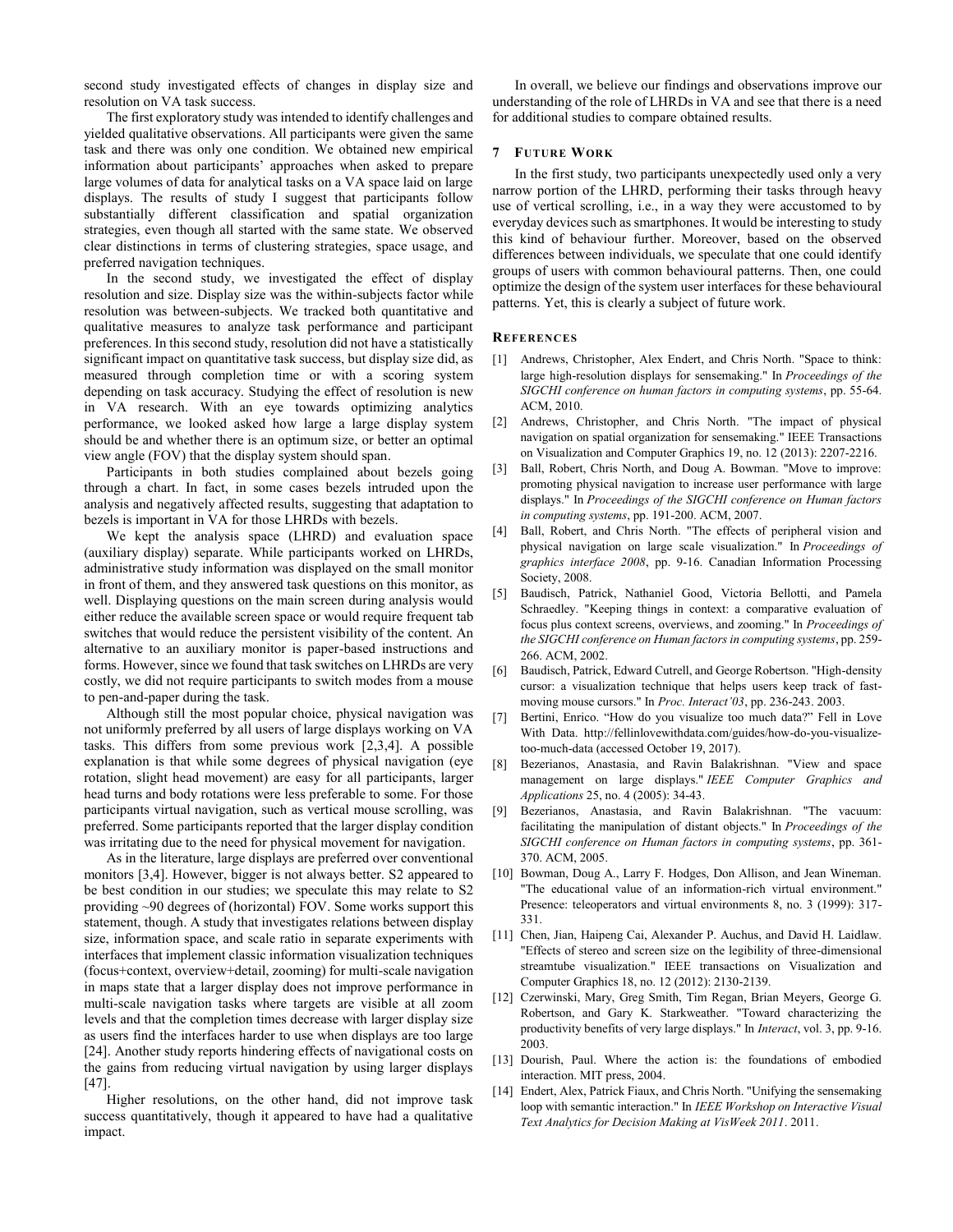second study investigated effects of changes in display size and resolution on VA task success.

The first exploratory study was intended to identify challenges and yielded qualitative observations. All participants were given the same task and there was only one condition. We obtained new empirical information about participants' approaches when asked to prepare large volumes of data for analytical tasks on a VA space laid on large displays. The results of study I suggest that participants follow substantially different classification and spatial organization strategies, even though all started with the same state. We observed clear distinctions in terms of clustering strategies, space usage, and preferred navigation techniques.

In the second study, we investigated the effect of display resolution and size. Display size was the within-subjects factor while resolution was between-subjects. We tracked both quantitative and qualitative measures to analyze task performance and participant preferences. In this second study, resolution did not have a statistically significant impact on quantitative task success, but display size did, as measured through completion time or with a scoring system depending on task accuracy. Studying the effect of resolution is new in VA research. With an eye towards optimizing analytics performance, we looked asked how large a large display system should be and whether there is an optimum size, or better an optimal view angle (FOV) that the display system should span.

Participants in both studies complained about bezels going through a chart. In fact, in some cases bezels intruded upon the analysis and negatively affected results, suggesting that adaptation to bezels is important in VA for those LHRDs with bezels.

We kept the analysis space (LHRD) and evaluation space (auxiliary display) separate. While participants worked on LHRDs, administrative study information was displayed on the small monitor in front of them, and they answered task questions on this monitor, as well. Displaying questions on the main screen during analysis would either reduce the available screen space or would require frequent tab switches that would reduce the persistent visibility of the content. An alternative to an auxiliary monitor is paper-based instructions and forms. However, since we found that task switches on LHRDs are very costly, we did not require participants to switch modes from a mouse to pen-and-paper during the task.

Although still the most popular choice, physical navigation was not uniformly preferred by all users of large displays working on VA tasks. This differs from some previous work [2,3,4]. A possible explanation is that while some degrees of physical navigation (eye rotation, slight head movement) are easy for all participants, larger head turns and body rotations were less preferable to some. For those participants virtual navigation, such as vertical mouse scrolling, was preferred. Some participants reported that the larger display condition was irritating due to the need for physical movement for navigation.

As in the literature, large displays are preferred over conventional monitors [3,4]. However, bigger is not always better. S2 appeared to be best condition in our studies; we speculate this may relate to S2 providing ~90 degrees of (horizontal) FOV. Some works support this statement, though. A study that investigates relations between display size, information space, and scale ratio in separate experiments with interfaces that implement classic information visualization techniques (focus+context, overview+detail, zooming) for multi-scale navigation in maps state that a larger display does not improve performance in multi-scale navigation tasks where targets are visible at all zoom levels and that the completion times decrease with larger display size as users find the interfaces harder to use when displays are too large [24]. Another study reports hindering effects of navigational costs on the gains from reducing virtual navigation by using larger displays [47].

Higher resolutions, on the other hand, did not improve task success quantitatively, though it appeared to have had a qualitative impact.

In overall, we believe our findings and observations improve our understanding of the role of LHRDs in VA and see that there is a need for additional studies to compare obtained results.

## 7 Future Work

In the first study, two participants unexpectedly used only a very narrow portion of the LHRD, performing their tasks through heavy use of vertical scrolling, i.e., in a way they were accustomed to by everyday devices such as smartphones. It would be interesting to study this kind of behaviour further. Moreover, based on the observed differences between individuals, we speculate that one could identify groups of users with common behavioural patterns. Then, one could optimize the design of the system user interfaces for these behavioural patterns. Yet, this is clearly a subject of future work.

## References

[1] Andrews, Christopher, Alex Endert, and Chris North. "Space to think: large high-resolution displays for sensemaking." In *Proceedings of the SIGCHI conference on human factors in computing systems*, pp. 55-64. ACM, 2010.

[2] Andrews, Christopher, and Chris North. "The impact of physical navigation on spatial organization for sensemaking." IEEE Transactions on Visualization and Computer Graphics 19, no. 12 (2013): 2207-2216.

[3] Ball, Robert, Chris North, and Doug A. Bowman. "Move to improve: promoting physical navigation to increase user performance with large displays." In *Proceedings of the SIGCHI conference on Human factors in computing systems*, pp. 191-200. ACM, 2007.

[4] Ball, Robert, and Chris North. "The effects of peripheral vision and physical navigation on large scale visualization." In *Proceedings of graphics interface 2008*, pp. 9-16. Canadian Information Processing Society, 2008.

[5] Baudisch, Patrick, Nathaniel Good, Victoria Bellotti, and Pamela Schraedley. "Keeping things in context: a comparative evaluation of focus plus context screens, overviews, and zooming." In *Proceedings of the SIGCHI conference on Human factors in computing systems*, pp. 259-266. ACM, 2002.

[6] Baudisch, Patrick, Edward Cutrell, and George Robertson. "High-density cursor: a visualization technique that helps users keep track of fast-moving mouse cursors." In *Proc. Interact'03*, pp. 236-243. 2003.

[7] Bertini, Enrico. "How do you visualize too much data?" Fell in Love With Data. http://fellinlovewithdata.com/guides/how-do-you-visualize-too-much-data (accessed October 19, 2017).

[8] Bezerianos, Anastasia, and Ravin Balakrishnan. "View and space management on large displays." *IEEE Computer Graphics and Applications* 25, no. 4 (2005): 34-43.

[9] Bezerianos, Anastasia, and Ravin Balakrishnan. "The vacuum: facilitating the manipulation of distant objects." In *Proceedings of the SIGCHI conference on Human factors in computing systems*, pp. 361-370. ACM, 2005.

[10] Bowman, Doug A., Larry F. Hodges, Don Allison, and Jean Wineman. "The educational value of an information-rich virtual environment." Presence: teleoperators and virtual environments 8, no. 3 (1999): 317-331.

[11] Chen, Jian, Haipeng Cai, Alexander P. Auchus, and David H. Laidlaw. "Effects of stereo and screen size on the legibility of three-dimensional streamtube visualization." IEEE transactions on Visualization and Computer Graphics 18, no. 12 (2012): 2130-2139.

[12] Czerwinski, Mary, Greg Smith, Tim Regan, Brian Meyers, George G. Robertson, and Gary K. Starkweather. "Toward characterizing the productivity benefits of very large displays." In *Interact*, vol. 3, pp. 9-16. 2003.

[13] Dourish, Paul. Where the action is: the foundations of embodied interaction. MIT press, 2004.

[14] Endert, Alex, Patrick Fiaux, and Chris North. "Unifying the sensemaking loop with semantic interaction." In *IEEE Workshop on Interactive Visual Text Analytics for Decision Making at VisWeek 2011*. 2011.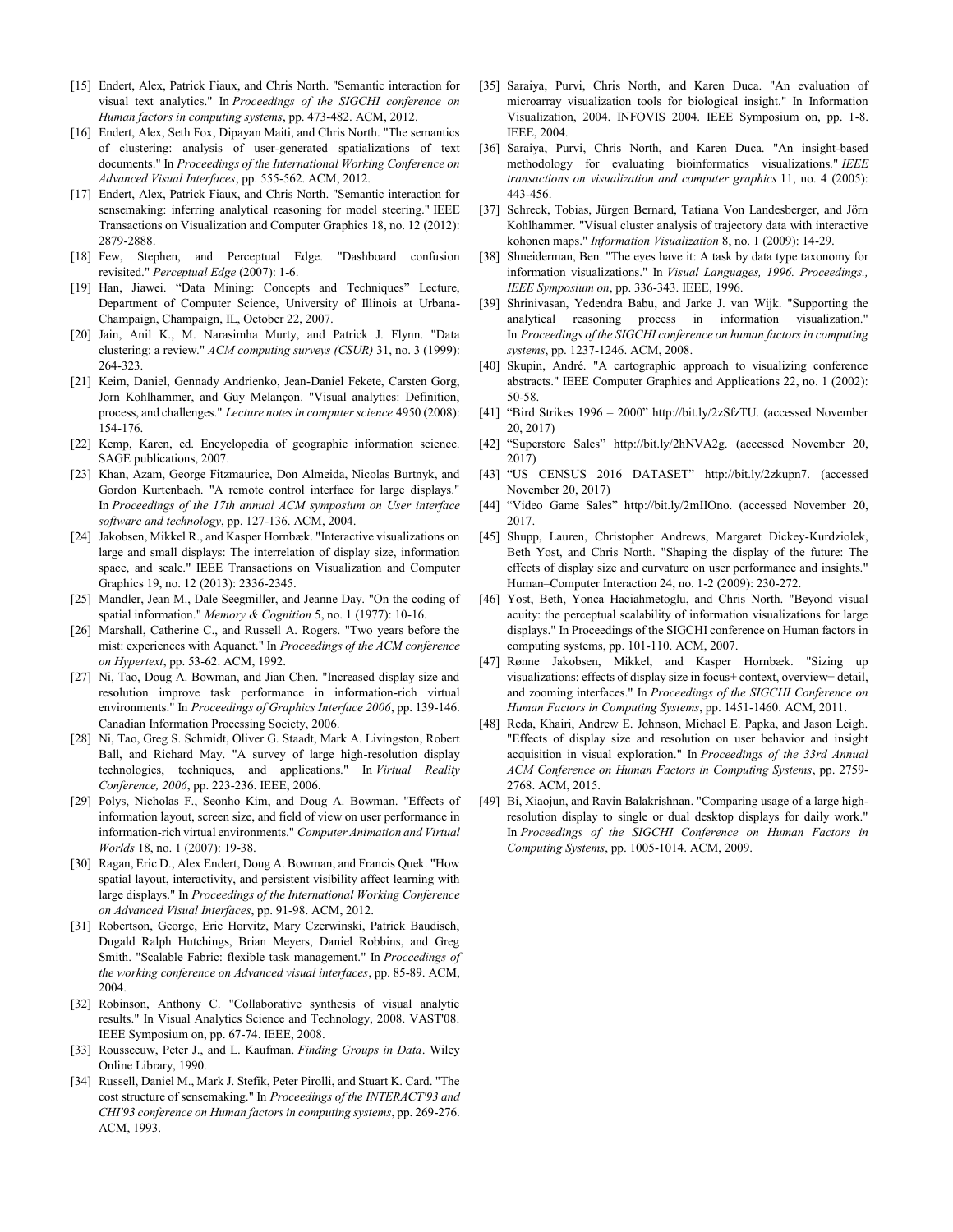[15] Endert, Alex, Patrick Fiaux, and Chris North. "Semantic interaction for visual text analytics." In *Proceedings of the SIGCHI conference on Human factors in computing systems*, pp. 473-482. ACM, 2012.

[16] Endert, Alex, Seth Fox, Dipayan Maiti, and Chris North. "The semantics of clustering: analysis of user-generated spatializations of text documents." In *Proceedings of the International Working Conference on Advanced Visual Interfaces*, pp. 555-562. ACM, 2012.

[17] Endert, Alex, Patrick Fiaux, and Chris North. "Semantic interaction for sensemaking: inferring analytical reasoning for model steering." IEEE Transactions on Visualization and Computer Graphics 18, no. 12 (2012): 2879-2888.

[18] Few, Stephen, and Perceptual Edge. "Dashboard confusion revisited." *Perceptual Edge* (2007): 1-6.

[19] Han, Jiawei. "Data Mining: Concepts and Techniques" Lecture, Department of Computer Science, University of Illinois at Urbana-Champaign, Champaign, IL, October 22, 2007.

[20] Jain, Anil K., M. Narasimha Murty, and Patrick J. Flynn. "Data clustering: a review." *ACM computing surveys (CSUR)* 31, no. 3 (1999): 264-323.

[21] Keim, Daniel, Gennady Andrienko, Jean-Daniel Fekete, Carsten Gorg, Jorn Kohlhammer, and Guy Melançon. "Visual analytics: Definition, process, and challenges." *Lecture notes in computer science* 4950 (2008): 154-176.

[22] Kemp, Karen, ed. Encyclopedia of geographic information science. SAGE publications, 2007.

[23] Khan, Azam, George Fitzmaurice, Don Almeida, Nicolas Burtnyk, and Gordon Kurtenbach. "A remote control interface for large displays." In *Proceedings of the 17th annual ACM symposium on User interface software and technology*, pp. 127-136. ACM, 2004.

[24] Jakobsen, Mikkel R., and Kasper Hornbæk. "Interactive visualizations on large and small displays: The interrelation of display size, information space, and scale." IEEE Transactions on Visualization and Computer Graphics 19, no. 12 (2013): 2336-2345.

[25] Mandler, Jean M., Dale Seegmiller, and Jeanne Day. "On the coding of spatial information." *Memory & Cognition* 5, no. 1 (1977): 10-16.

[26] Marshall, Catherine C., and Russell A. Rogers. "Two years before the mist: experiences with Aquanet." In *Proceedings of the ACM conference on Hypertext*, pp. 53-62. ACM, 1992.

[27] Ni, Tao, Doug A. Bowman, and Jian Chen. "Increased display size and resolution improve task performance in information-rich virtual environments." In *Proceedings of Graphics Interface 2006*, pp. 139-146. Canadian Information Processing Society, 2006.

[28] Ni, Tao, Greg S. Schmidt, Oliver G. Staadt, Mark A. Livingston, Robert Ball, and Richard May. "A survey of large high-resolution display technologies, techniques, and applications." In *Virtual Reality Conference, 2006*, pp. 223-236. IEEE, 2006.

[29] Polys, Nicholas F., Seonho Kim, and Doug A. Bowman. "Effects of information layout, screen size, and field of view on user performance in information-rich virtual environments." *Computer Animation and Virtual Worlds* 18, no. 1 (2007): 19-38.

[30] Ragan, Eric D., Alex Endert, Doug A. Bowman, and Francis Quek. "How spatial layout, interactivity, and persistent visibility affect learning with large displays." In *Proceedings of the International Working Conference on Advanced Visual Interfaces*, pp. 91-98. ACM, 2012.

[31] Robertson, George, Eric Horvitz, Mary Czerwinski, Patrick Baudisch, Dugald Ralph Hutchings, Brian Meyers, Daniel Robbins, and Greg Smith. "Scalable Fabric: flexible task management." In *Proceedings of the working conference on Advanced visual interfaces*, pp. 85-89. ACM, 2004.

[32] Robinson, Anthony C. "Collaborative synthesis of visual analytic results." In Visual Analytics Science and Technology, 2008. VAST'08. IEEE Symposium on, pp. 67-74. IEEE, 2008.

[33] Rousseeuw, Peter J., and L. Kaufman. *Finding Groups in Data*. Wiley Online Library, 1990.

[34] Russell, Daniel M., Mark J. Stefik, Peter Pirolli, and Stuart K. Card. "The cost structure of sensemaking." In *Proceedings of the INTERACT'93 and CHI'93 conference on Human factors in computing systems*, pp. 269-276. ACM, 1993.

[35] Saraiya, Purvi, Chris North, and Karen Duca. "An evaluation of microarray visualization tools for biological insight." In Information Visualization, 2004. INFOVIS 2004. IEEE Symposium on, pp. 1-8. IEEE, 2004.

[36] Saraiya, Purvi, Chris North, and Karen Duca. "An insight-based methodology for evaluating bioinformatics visualizations." *IEEE transactions on visualization and computer graphics* 11, no. 4 (2005): 443-456.

[37] Schreck, Tobias, Jürgen Bernard, Tatiana Von Landesberger, and Jörn Kohlhammer. "Visual cluster analysis of trajectory data with interactive kohonen maps." *Information Visualization* 8, no. 1 (2009): 14-29.

[38] Shneiderman, Ben. "The eyes have it: A task by data type taxonomy for information visualizations." In *Visual Languages, 1996. Proceedings., IEEE Symposium on*, pp. 336-343. IEEE, 1996.

[39] Shrinivasan, Yedendra Babu, and Jarke J. van Wijk. "Supporting the analytical reasoning process in information visualization." In *Proceedings of the SIGCHI conference on human factors in computing systems*, pp. 1237-1246. ACM, 2008.

[40] Skupin, André. "A cartographic approach to visualizing conference abstracts." IEEE Computer Graphics and Applications 22, no. 1 (2002): 50-58.

[41] "Bird Strikes 1996 – 2000" http://bit.ly/2zSfzTU. (accessed November 20, 2017)

[42] "Superstore Sales" http://bit.ly/2hNVA2g. (accessed November 20, 2017)

[43] "US CENSUS 2016 DATASET" http://bit.ly/2zkupn7. (accessed November 20, 2017)

[44] "Video Game Sales" http://bit.ly/2mIIOno. (accessed November 20, 2017.

[45] Shupp, Lauren, Christopher Andrews, Margaret Dickey-Kurdziolek, Beth Yost, and Chris North. "Shaping the display of the future: The effects of display size and curvature on user performance and insights." Human–Computer Interaction 24, no. 1-2 (2009): 230-272.

[46] Yost, Beth, Yonca Haciahmetoglu, and Chris North. "Beyond visual acuity: the perceptual scalability of information visualizations for large displays." In Proceedings of the SIGCHI conference on Human factors in computing systems, pp. 101-110. ACM, 2007.

[47] Rønne Jakobsen, Mikkel, and Kasper Hornbæk. "Sizing up visualizations: effects of display size in focus+ context, overview+ detail, and zooming interfaces." In *Proceedings of the SIGCHI Conference on Human Factors in Computing Systems*, pp. 1451-1460. ACM, 2011.

[48] Reda, Khairi, Andrew E. Johnson, Michael E. Papka, and Jason Leigh. "Effects of display size and resolution on user behavior and insight acquisition in visual exploration." In *Proceedings of the 33rd Annual ACM Conference on Human Factors in Computing Systems*, pp. 2759-2768. ACM, 2015.

[49] Bi, Xiaojun, and Ravin Balakrishnan. "Comparing usage of a large high-resolution display to single or dual desktop displays for daily work." In *Proceedings of the SIGCHI Conference on Human Factors in Computing Systems*, pp. 1005-1014. ACM, 2009.